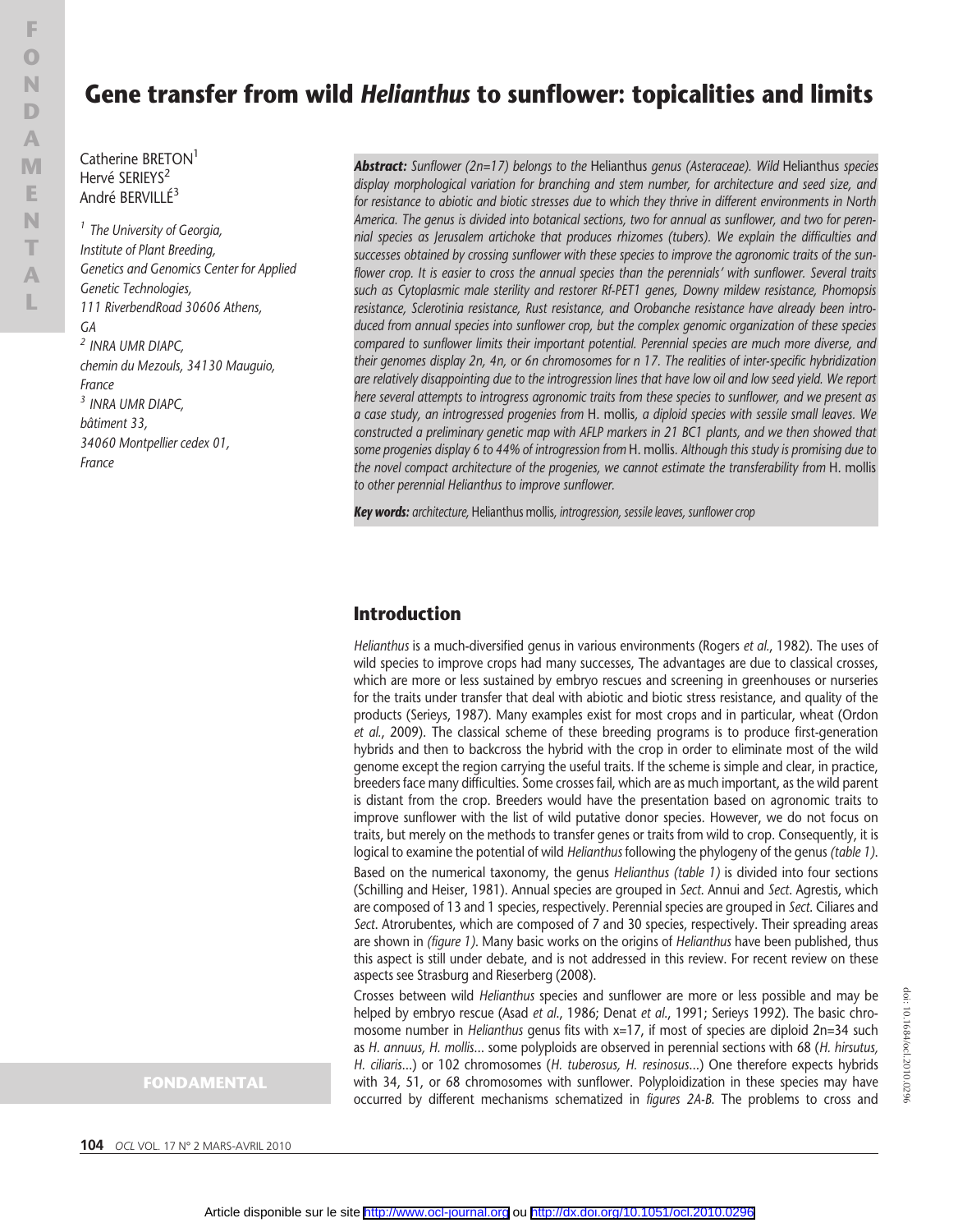# Gene transfer from wild *Helianthus* to sunflower: topicalities and limits

Catherine BRETON[1]
Hervé SERIEYS[2]
André BERVILLÉ[3]

[1] The University of Georgia, Institute of Plant Breeding, Genetics and Genomics Center for Applied Genetic Technologies, 111 RiverbendRoad 30606 Athens, GA

[2] INRA UMR DIAPC, chemin du Mezouls, 34130 Mauguio, France

[3] INRA UMR DIAPC, bâtiment 33, 34060 Montpellier cedex 01, France

***Abstract:*** *Sunflower (2n=17) belongs to the* Helianthus *genus (Asteraceae). Wild* Helianthus *species display morphological variation for branching and stem number, for architecture and seed size, and for resistance to abiotic and biotic stresses due to which they thrive in different environments in North America. The genus is divided into botanical sections, two for annual as sunflower, and two for perennial species as Jerusalem artichoke that produces rhizomes (tubers). We explain the difficulties and successes obtained by crossing sunflower with these species to improve the agronomic traits of the sunflower crop. It is easier to cross the annual species than the perennials' with sunflower. Several traits such as Cytoplasmic male sterility and restorer Rf-PET1 genes, Downy mildew resistance, Phomopsis resistance, Sclerotinia resistance, Rust resistance, and Orobanche resistance have already been introduced from annual species into sunflower crop, but the complex genomic organization of these species compared to sunflower limits their important potential. Perennial species are much more diverse, and their genomes display 2n, 4n, or 6n chromosomes for n 17. The realities of inter-specific hybridization are relatively disappointing due to the introgression lines that have low oil and low seed yield. We report here several attempts to introgress agronomic traits from these species to sunflower, and we present as a case study, an introgressed progenies from* H. mollis*, a diploid species with sessile small leaves. We constructed a preliminary genetic map with AFLP markers in 21 BC1 plants, and we then showed that some progenies display 6 to 44% of introgression from* H. mollis*. Although this study is promising due to the novel compact architecture of the progenies, we cannot estimate the transferability from* H. mollis *to other perennial Helianthus to improve sunflower.*

***Key words:*** *architecture,* Helianthus mollis*, introgression, sessile leaves, sunflower crop*

## Introduction

*Helianthus* is a much-diversified genus in various environments (Rogers *et al.*, 1982). The uses of wild species to improve crops had many successes, The advantages are due to classical crosses, which are more or less sustained by embryo rescues and screening in greenhouses or nurseries for the traits under transfer that deal with abiotic and biotic stress resistance, and quality of the products (Serieys, 1987). Many examples exist for most crops and in particular, wheat (Ordon *et al.*, 2009). The classical scheme of these breeding programs is to produce first-generation hybrids and then to backcross the hybrid with the crop in order to eliminate most of the wild genome except the region carrying the useful traits. If the scheme is simple and clear, in practice, breeders face many difficulties. Some crosses fail, which are as much important, as the wild parent is distant from the crop. Breeders would have the presentation based on agronomic traits to improve sunflower with the list of wild putative donor species. However, we do not focus on traits, but merely on the methods to transfer genes or traits from wild to crop. Consequently, it is logical to examine the potential of wild *Helianthus* following the phylogeny of the genus *(table 1)*.

Based on the numerical taxonomy, the genus *Helianthus (table 1)* is divided into four sections (Schilling and Heiser, 1981). Annual species are grouped in *Sect.* Annui and *Sect.* Agrestis, which are composed of 13 and 1 species, respectively. Perennial species are grouped in *Sect.* Ciliares and *Sect.* Atrorubentes, which are composed of 7 and 30 species, respectively. Their spreading areas are shown in *(figure 1)*. Many basic works on the origins of *Helianthus* have been published, thus this aspect is still under debate, and is not addressed in this review. For recent review on these aspects see Strasburg and Rieserberg (2008).

Crosses between wild *Helianthus* species and sunflower are more or less possible and may be helped by embryo rescue (Asad *et al.*, 1986; Denat *et al.*, 1991; Serieys 1992). The basic chromosome number in *Helianthus* genus fits with x=17, if most of species are diploid 2n=34 such as *H. annuus, H. mollis*... some polyploids are observed in perennial sections with 68 (*H. hirsutus, H. ciliaris*...) or 102 chromosomes (*H. tuberosus, H. resinosus*...) One therefore expects hybrids with 34, 51, or 68 chromosomes with sunflower. Polyploidization in these species may have occurred by different mechanisms schematized in *figures 2A-B*. The problems to cross and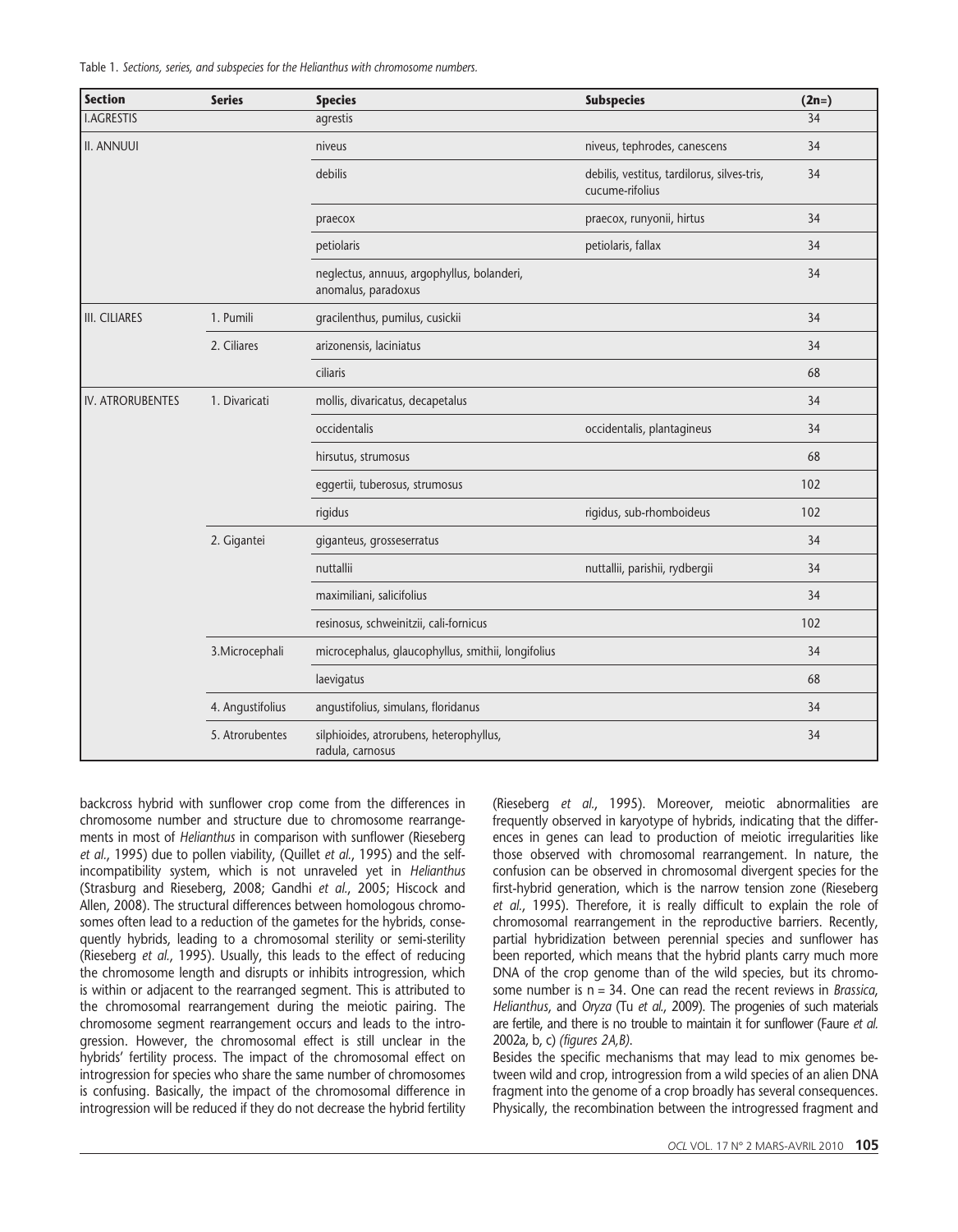Table 1. *Sections, series, and subspecies for the Helianthus with chromosome numbers.*

| Section | Series | Species | Subspecies | (2n=) |
|---|---|---|---|---|
| I.AGRESTIS | | agrestis | | 34 |
| II. ANNUUI | | niveus | niveus, tephrodes, canescens | 34 |
| | | debilis | debilis, vestitus, tardilorus, silves-tris, cucume-rifolius | 34 |
| | | praecox | praecox, runyonii, hirtus | 34 |
| | | petiolaris | petiolaris, fallax | 34 |
| | | neglectus, annuus, argophyllus, bolanderi, anomalus, paradoxus | | 34 |
| III. CILIARES | 1. Pumili | gracilenthus, pumilus, cusickii | | 34 |
| | 2. Ciliares | arizonensis, laciniatus | | 34 |
| | | ciliaris | | 68 |
| IV. ATRORUBENTES | 1. Divaricati | mollis, divaricatus, decapetalus | | 34 |
| | | occidentalis | occidentalis, plantagineus | 34 |
| | | hirsutus, strumosus | | 68 |
| | | eggertii, tuberosus, strumosus | | 102 |
| | | rigidus | rigidus, sub-rhomboideus | 102 |
| | 2. Gigantei | giganteus, grosseserratus | | 34 |
| | | nuttallii | nuttallii, parishii, rydbergii | 34 |
| | | maximiliani, salicifolius | | 34 |
| | | resinosus, schweinitzii, cali-fornicus | | 102 |
| | 3.Microcephali | microcephalus, glaucophyllus, smithii, longifolius | | 34 |
| | | laevigatus | | 68 |
| | 4. Angustifolius | angustifolius, simulans, floridanus | | 34 |
| | 5. Atrorubentes | silphioides, atrorubens, heterophyllus, radula, carnosus | | 34 |

backcross hybrid with sunflower crop come from the differences in chromosome number and structure due to chromosome rearrangements in most of *Helianthus* in comparison with sunflower (Rieseberg *et al.*, 1995) due to pollen viability, (Quillet *et al.*, 1995) and the self-incompatibility system, which is not unraveled yet in *Helianthus* (Strasburg and Rieseberg, 2008; Gandhi *et al.*, 2005; Hiscock and Allen, 2008). The structural differences between homologous chromosomes often lead to a reduction of the gametes for the hybrids, consequently hybrids, leading to a chromosomal sterility or semi-sterility (Rieseberg *et al.*, 1995). Usually, this leads to the effect of reducing the chromosome length and disrupts or inhibits introgression, which is within or adjacent to the rearranged segment. This is attributed to the chromosomal rearrangement during the meiotic pairing. The chromosome segment rearrangement occurs and leads to the introgression. However, the chromosomal effect is still unclear in the hybrids' fertility process. The impact of the chromosomal effect on introgression for species who share the same number of chromosomes is confusing. Basically, the impact of the chromosomal difference in introgression will be reduced if they do not decrease the hybrid fertility (Rieseberg *et al.*, 1995). Moreover, meiotic abnormalities are frequently observed in karyotype of hybrids, indicating that the differences in genes can lead to production of meiotic irregularities like those observed with chromosomal rearrangement. In nature, the confusion can be observed in chromosomal divergent species for the first-hybrid generation, which is the narrow tension zone (Rieseberg *et al.*, 1995). Therefore, it is really difficult to explain the role of chromosomal rearrangement in the reproductive barriers. Recently, partial hybridization between perennial species and sunflower has been reported, which means that the hybrid plants carry much more DNA of the crop genome than of the wild species, but its chromosome number is $n = 34$. One can read the recent reviews in *Brassica*, *Helianthus*, and *Oryza* (Tu *et al.*, 2009). The progenies of such materials are fertile, and there is no trouble to maintain it for sunflower (Faure *et al.* 2002a, b, c) *(figures 2A,B)*.

Besides the specific mechanisms that may lead to mix genomes between wild and crop, introgression from a wild species of an alien DNA fragment into the genome of a crop broadly has several consequences. Physically, the recombination between the introgressed fragment and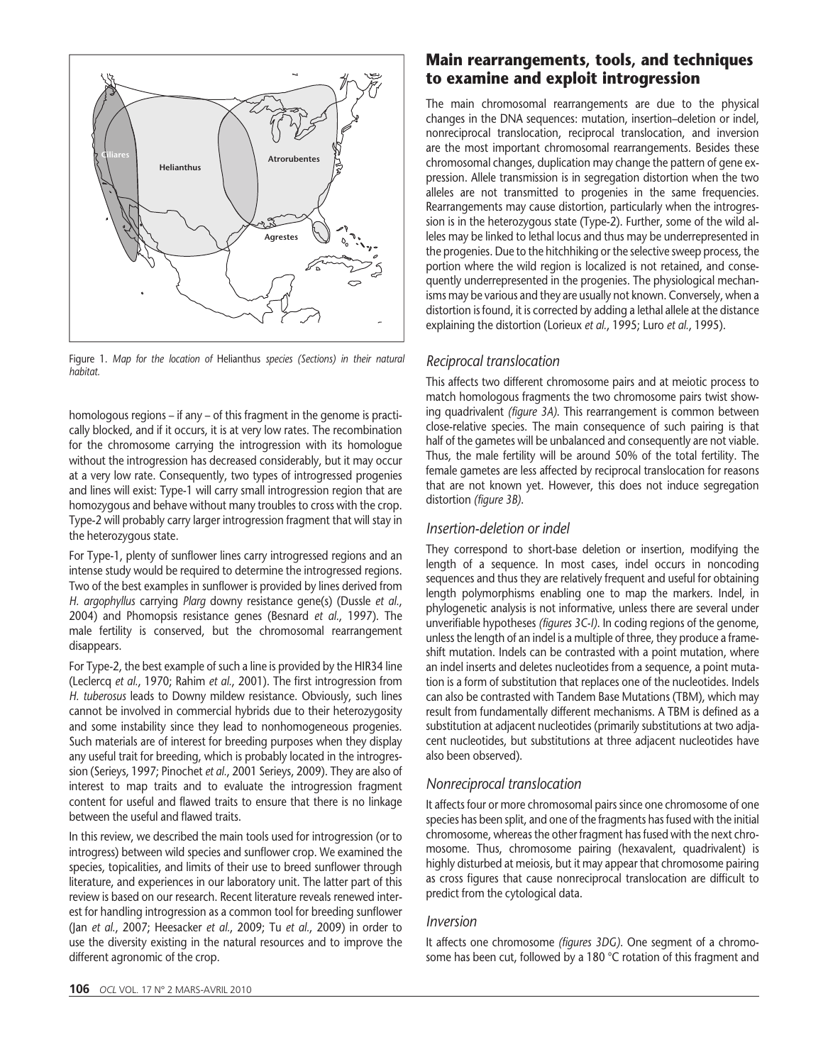Figure 1. *Map for the location of* Helianthus *species (Sections) in their natural habitat.*

homologous regions – if any – of this fragment in the genome is practically blocked, and if it occurs, it is at very low rates. The recombination for the chromosome carrying the introgression with its homologue without the introgression has decreased considerably, but it may occur at a very low rate. Consequently, two types of introgressed progenies and lines will exist: Type-1 will carry small introgression region that are homozygous and behave without many troubles to cross with the crop. Type-2 will probably carry larger introgression fragment that will stay in the heterozygous state.

For Type-1, plenty of sunflower lines carry introgressed regions and an intense study would be required to determine the introgressed regions. Two of the best examples in sunflower is provided by lines derived from *H. argophyllus* carrying *Plarg* downy resistance gene(s) (Dussle *et al.*, 2004) and Phomopsis resistance genes (Besnard *et al.*, 1997). The male fertility is conserved, but the chromosomal rearrangement disappears.

For Type-2, the best example of such a line is provided by the HIR34 line (Leclercq *et al.*, 1970; Rahim *et al.*, 2001). The first introgression from *H. tuberosus* leads to Downy mildew resistance. Obviously, such lines cannot be involved in commercial hybrids due to their heterozygosity and some instability since they lead to nonhomogeneous progenies. Such materials are of interest for breeding purposes when they display any useful trait for breeding, which is probably located in the introgression (Serieys, 1997; Pinochet *et al.*, 2001 Serieys, 2009). They are also of interest to map traits and to evaluate the introgression fragment content for useful and flawed traits to ensure that there is no linkage between the useful and flawed traits.

In this review, we described the main tools used for introgression (or to introgress) between wild species and sunflower crop. We examined the species, topicalities, and limits of their use to breed sunflower through literature, and experiences in our laboratory unit. The latter part of this review is based on our research. Recent literature reveals renewed interest for handling introgression as a common tool for breeding sunflower (Jan *et al.*, 2007; Heesacker *et al.*, 2009; Tu *et al.*, 2009) in order to use the diversity existing in the natural resources and to improve the different agronomic of the crop.

## Main rearrangements, tools, and techniques to examine and exploit introgression

The main chromosomal rearrangements are due to the physical changes in the DNA sequences: mutation, insertion–deletion or indel, nonreciprocal translocation, reciprocal translocation, and inversion are the most important chromosomal rearrangements. Besides these chromosomal changes, duplication may change the pattern of gene expression. Allele transmission is in segregation distortion when the two alleles are not transmitted to progenies in the same frequencies. Rearrangements may cause distortion, particularly when the introgression is in the heterozygous state (Type-2). Further, some of the wild alleles may be linked to lethal locus and thus may be underrepresented in the progenies. Due to the hitchhiking or the selective sweep process, the portion where the wild region is localized is not retained, and consequently underrepresented in the progenies. The physiological mechanisms may be various and they are usually not known. Conversely, when a distortion is found, it is corrected by adding a lethal allele at the distance explaining the distortion (Lorieux *et al.*, 1995; Luro *et al.*, 1995).

### *Reciprocal translocation*

This affects two different chromosome pairs and at meiotic process to match homologous fragments the two chromosome pairs twist showing quadrivalent *(figure 3A)*. This rearrangement is common between close-relative species. The main consequence of such pairing is that half of the gametes will be unbalanced and consequently are not viable. Thus, the male fertility will be around 50% of the total fertility. The female gametes are less affected by reciprocal translocation for reasons that are not known yet. However, this does not induce segregation distortion *(figure 3B)*.

### *Insertion-deletion or indel*

They correspond to short-base deletion or insertion, modifying the length of a sequence. In most cases, indel occurs in noncoding sequences and thus they are relatively frequent and useful for obtaining length polymorphisms enabling one to map the markers. Indel, in phylogenetic analysis is not informative, unless there are several under unverifiable hypotheses *(figures 3C-I)*. In coding regions of the genome, unless the length of an indel is a multiple of three, they produce a frameshift mutation. Indels can be contrasted with a point mutation, where an indel inserts and deletes nucleotides from a sequence, a point mutation is a form of substitution that replaces one of the nucleotides. Indels can also be contrasted with Tandem Base Mutations (TBM), which may result from fundamentally different mechanisms. A TBM is defined as a substitution at adjacent nucleotides (primarily substitutions at two adjacent nucleotides, but substitutions at three adjacent nucleotides have also been observed).

### *Nonreciprocal translocation*

It affects four or more chromosomal pairs since one chromosome of one species has been split, and one of the fragments has fused with the initial chromosome, whereas the other fragment has fused with the next chromosome. Thus, chromosome pairing (hexavalent, quadrivalent) is highly disturbed at meiosis, but it may appear that chromosome pairing as cross figures that cause nonreciprocal translocation are difficult to predict from the cytological data.

### *Inversion*

It affects one chromosome *(figures 3DG)*. One segment of a chromosome has been cut, followed by a 180 °C rotation of this fragment and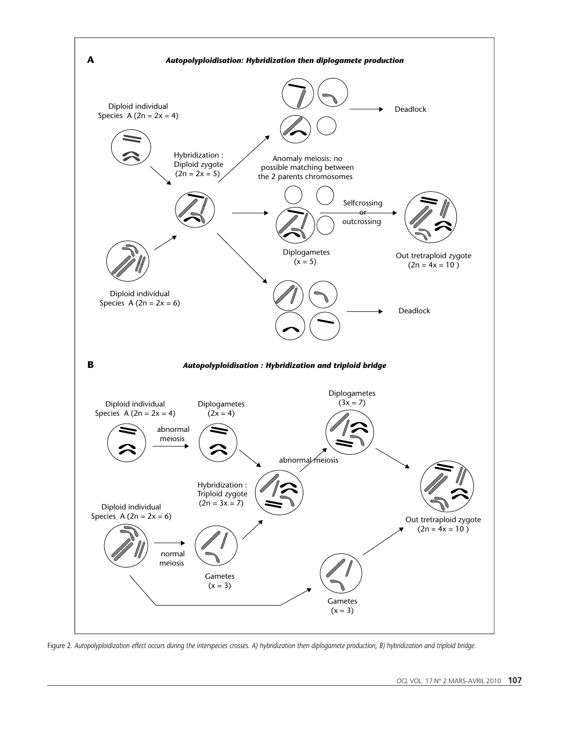Figure 2. *Autopolyploidization effect occurs during the interspecies crosses. A) hybridization then diplogamete production, B) hybridization and triploid bridge.*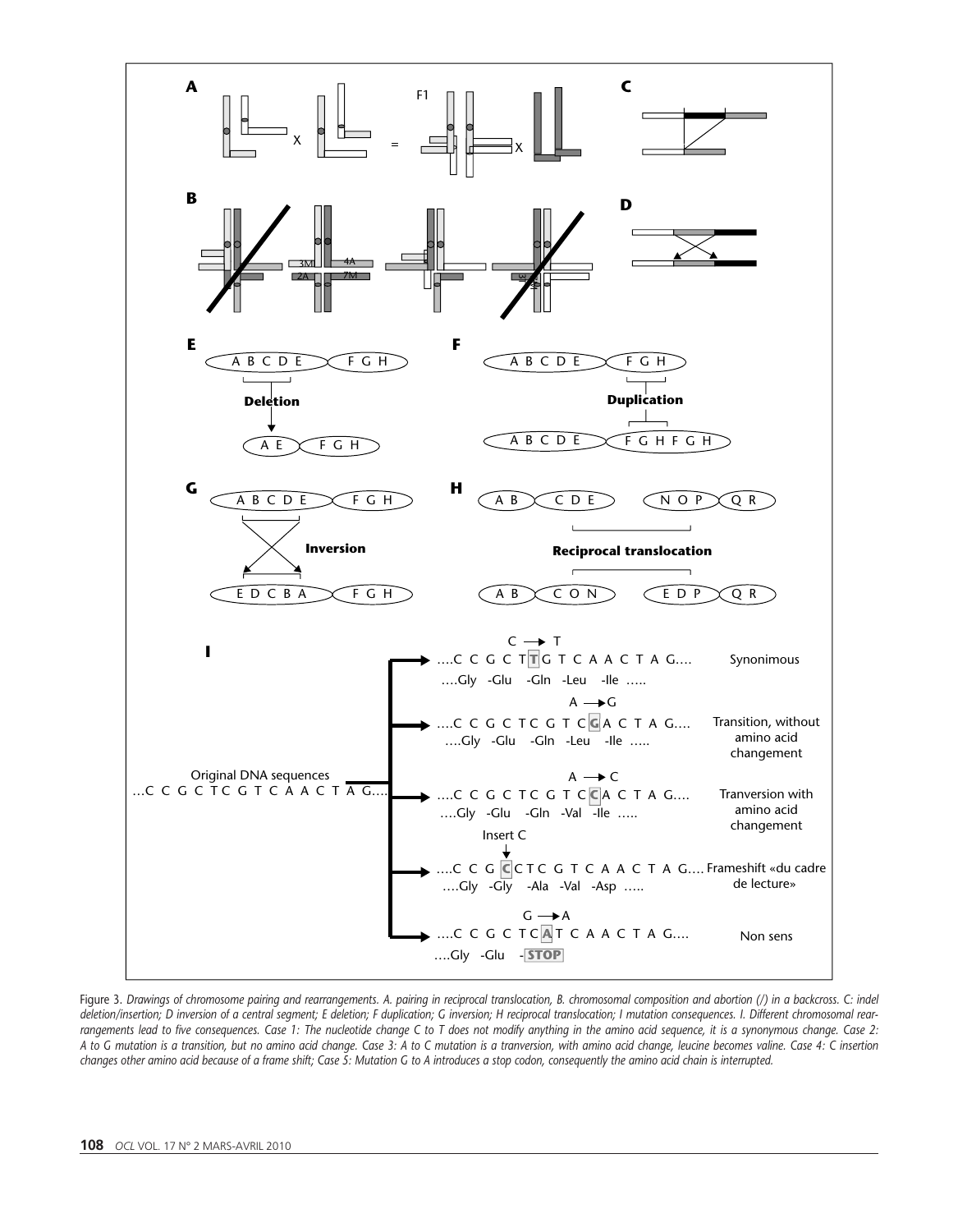Figure 3. *Drawings of chromosome pairing and rearrangements. A. pairing in reciprocal translocation, B. chromosomal composition and abortion (/) in a backcross. C: indel deletion/insertion; D inversion of a central segment; E deletion; F duplication; G inversion; H reciprocal translocation; I mutation consequences. I. Different chromosomal rearrangements lead to five consequences. Case 1: The nucleotide change C to T does not modify anything in the amino acid sequence, it is a synonymous change. Case 2: A to G mutation is a transition, but no amino acid change. Case 3: A to C mutation is a tranversion, with amino acid change, leucine becomes valine. Case 4: C insertion changes other amino acid because of a frame shift; Case 5: Mutation G to A introduces a stop codon, consequently the amino acid chain is interrupted.*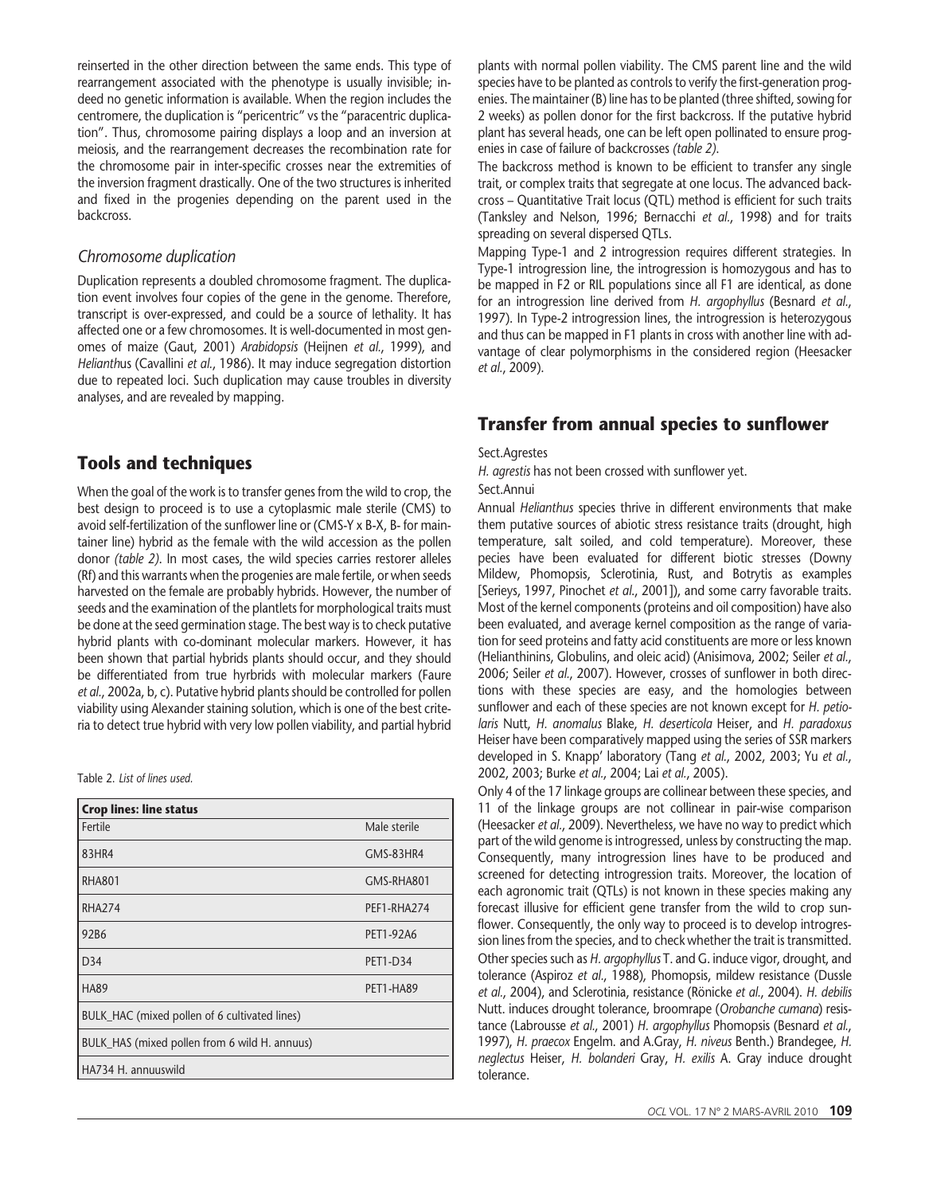reinserted in the other direction between the same ends. This type of rearrangement associated with the phenotype is usually invisible; indeed no genetic information is available. When the region includes the centromere, the duplication is "pericentric" vs the "paracentric duplication". Thus, chromosome pairing displays a loop and an inversion at meiosis, and the rearrangement decreases the recombination rate for the chromosome pair in inter-specific crosses near the extremities of the inversion fragment drastically. One of the two structures is inherited and fixed in the progenies depending on the parent used in the backcross.

### *Chromosome duplication*

Duplication represents a doubled chromosome fragment. The duplication event involves four copies of the gene in the genome. Therefore, transcript is over-expressed, and could be a source of lethality. It has affected one or a few chromosomes. It is well-documented in most genomes of maize (Gaut, 2001) *Arabidopsis* (Heijnen *et al.*, 1999), and *Helianthu*s (Cavallini *et al.*, 1986). It may induce segregation distortion due to repeated loci. Such duplication may cause troubles in diversity analyses, and are revealed by mapping.

## Tools and techniques

When the goal of the work is to transfer genes from the wild to crop, the best design to proceed is to use a cytoplasmic male sterile (CMS) to avoid self-fertilization of the sunflower line or (CMS-Y x B-X, B- for maintainer line) hybrid as the female with the wild accession as the pollen donor *(table 2)*. In most cases, the wild species carries restorer alleles (Rf) and this warrants when the progenies are male fertile, or when seeds harvested on the female are probably hybrids. However, the number of seeds and the examination of the plantlets for morphological traits must be done at the seed germination stage. The best way is to check putative hybrid plants with co-dominant molecular markers. However, it has been shown that partial hybrids plants should occur, and they should be differentiated from true hybrids with molecular markers (Faure *et al.*, 2002a, b, c). Putative hybrid plants should be controlled for pollen viability using Alexander staining solution, which is one of the best criteria to detect true hybrid with very low pollen viability, and partial hybrid plants with normal pollen viability. The CMS parent line and the wild species have to be planted as controls to verify the first-generation progenies. The maintainer (B) line has to be planted (three shifted, sowing for 2 weeks) as pollen donor for the first backcross. If the putative hybrid plant has several heads, one can be left open pollinated to ensure progenies in case of failure of backcrosses *(table 2)*.

Table 2. *List of lines used.*

| Crop lines: line status | |
|---|---|
| Fertile | Male sterile |
| 83HR4 | GMS-83HR4 |
| RHA801 | GMS-RHA801 |
| RHA274 | PEF1-RHA274 |
| 92B6 | PET1-92A6 |
| D34 | PET1-D34 |
| HA89 | PET1-HA89 |
| BULK_HAC (mixed pollen of 6 cultivated lines) | |
| BULK_HAS (mixed pollen from 6 wild H. annuus) | |
| HA734 H. annuuswild | |

The backcross method is known to be efficient to transfer any single trait, or complex traits that segregate at one locus. The advanced backcross – Quantitative Trait locus (QTL) method is efficient for such traits (Tanksley and Nelson, 1996; Bernacchi *et al.*, 1998) and for traits spreading on several dispersed QTLs.

Mapping Type-1 and 2 introgression requires different strategies. In Type-1 introgression line, the introgression is homozygous and has to be mapped in F2 or RIL populations since all F1 are identical, as done for an introgression line derived from *H. argophyllus* (Besnard *et al.*, 1997). In Type-2 introgression lines, the introgression is heterozygous and thus can be mapped in F1 plants in cross with another line with advantage of clear polymorphisms in the considered region (Heesacker *et al.*, 2009).

## Transfer from annual species to sunflower

Sect.Agrestes

*H. agrestis* has not been crossed with sunflower yet.

Sect.Annui

Annual *Helianthus* species thrive in different environments that make them putative sources of abiotic stress resistance traits (drought, high temperature, salt soiled, and cold temperature). Moreover, these pecies have been evaluated for different biotic stresses (Downy Mildew, Phomopsis, Sclerotinia, Rust, and Botrytis as examples [Serieys, 1997, Pinochet *et al.*, 2001]), and some carry favorable traits. Most of the kernel components (proteins and oil composition) have also been evaluated, and average kernel composition as the range of variation for seed proteins and fatty acid constituents are more or less known (Helianthinins, Globulins, and oleic acid) (Anisimova, 2002; Seiler *et al.*, 2006; Seiler *et al.*, 2007). However, crosses of sunflower in both directions with these species are easy, and the homologies between sunflower and each of these species are not known except for *H. petiolaris* Nutt, *H. anomalus* Blake, *H. deserticola* Heiser, and *H. paradoxus* Heiser have been comparatively mapped using the series of SSR markers developed in S. Knapp' laboratory (Tang *et al.*, 2002, 2003; Yu *et al.*, 2002, 2003; Burke *et al.*, 2004; Lai *et al.*, 2005).

Only 4 of the 17 linkage groups are collinear between these species, and 11 of the linkage groups are not collinear in pair-wise comparison (Heesacker *et al.*, 2009). Nevertheless, we have no way to predict which part of the wild genome is introgressed, unless by constructing the map. Consequently, many introgression lines have to be produced and screened for detecting introgression traits. Moreover, the location of each agronomic trait (QTLs) is not known in these species making any forecast illusive for efficient gene transfer from the wild to crop sunflower. Consequently, the only way to proceed is to develop introgression lines from the species, and to check whether the trait is transmitted.

Other species such as *H. argophyllus* T. and G. induce vigor, drought, and tolerance (Aspiroz *et al.*, 1988), Phomopsis, mildew resistance (Dussle *et al.*, 2004), and Sclerotinia, resistance (Rönicke *et al.*, 2004). *H. debilis* Nutt. induces drought tolerance, broomrape (*Orobanche cumana*) resistance (Labrousse *et al.*, 2001) *H. argophyllus* Phomopsis (Besnard *et al.*, 1997), *H. praecox* Engelm. and A.Gray, *H. niveus* Benth.) Brandegee, *H. neglectus* Heiser, *H. bolanderi* Gray, *H. exilis* A. Gray induce drought tolerance.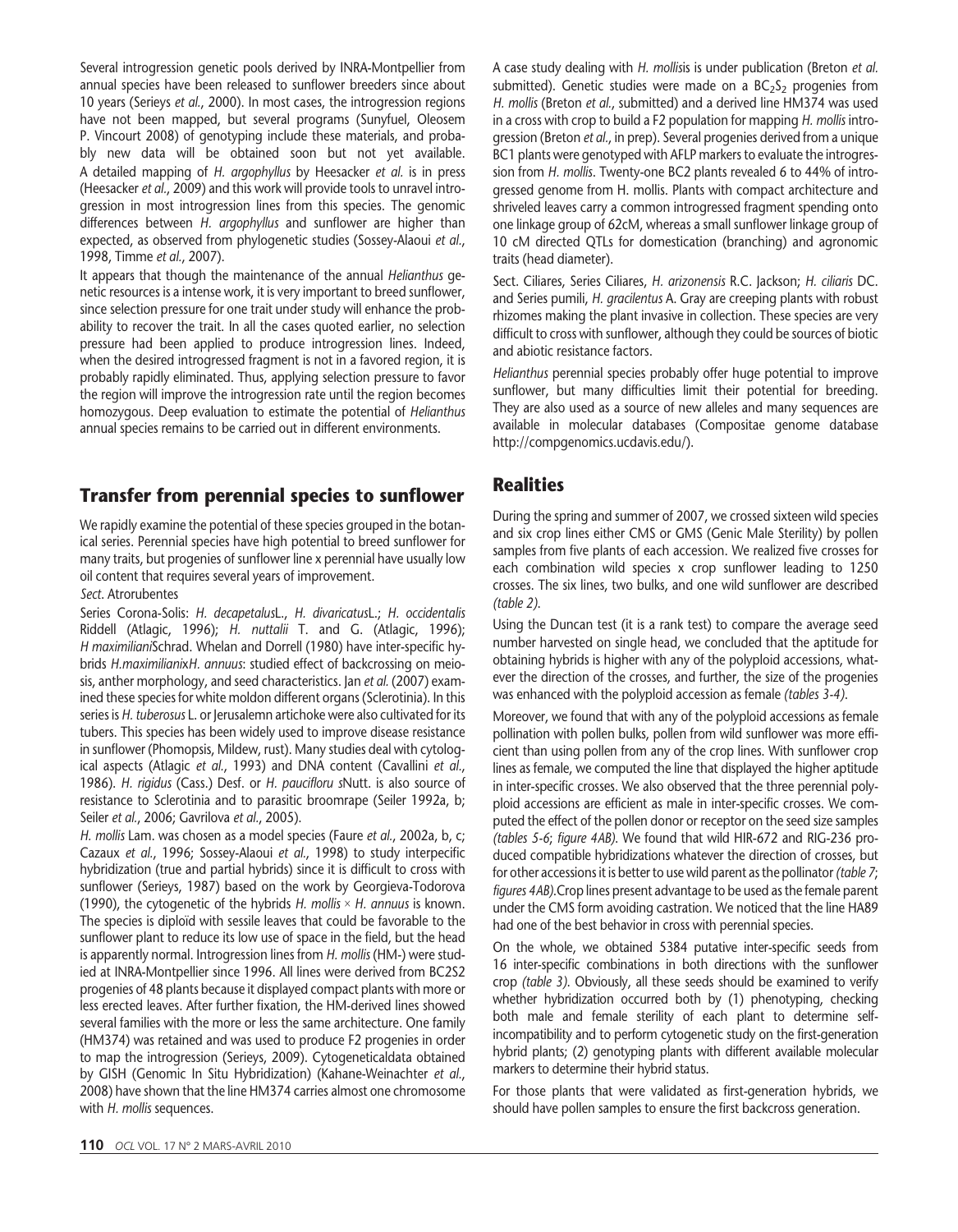Several introgression genetic pools derived by INRA-Montpellier from annual species have been released to sunflower breeders since about 10 years (Serieys *et al.*, 2000). In most cases, the introgression regions have not been mapped, but several programs (Sunyfuel, Oleosem P. Vincourt 2008) of genotyping include these materials, and probably new data will be obtained soon but not yet available. A detailed mapping of *H. argophyllus* by Heesacker *et al.* is in press (Heesacker *et al.*, 2009) and this work will provide tools to unravel introgression in most introgression lines from this species. The genomic differences between *H. argophyllus* and sunflower are higher than expected, as observed from phylogenetic studies (Sossey-Alaoui *et al.*, 1998, Timme *et al.*, 2007).

It appears that though the maintenance of the annual *Helianthus* genetic resources is a intense work, it is very important to breed sunflower, since selection pressure for one trait under study will enhance the probability to recover the trait. In all the cases quoted earlier, no selection pressure had been applied to produce introgression lines. Indeed, when the desired introgressed fragment is not in a favored region, it is probably rapidly eliminated. Thus, applying selection pressure to favor the region will improve the introgression rate until the region becomes homozygous. Deep evaluation to estimate the potential of *Helianthus* annual species remains to be carried out in different environments.

## Transfer from perennial species to sunflower

We rapidly examine the potential of these species grouped in the botanical series. Perennial species have high potential to breed sunflower for many traits, but progenies of sunflower line x perennial have usually low oil content that requires several years of improvement.

*Sect.* Atrorubentes

Series Corona-Solis: *H. decapetalus*L., *H. divaricatus*L.; *H. occidentalis* Riddell (Atlagic, 1996); *H. nuttalii* T. and G. (Atlagic, 1996); *H maximiliani*Schrad. Whelan and Dorrell (1980) have inter-specific hybrids *H.maximiliani*x*H. annuus*: studied effect of backcrossing on meiosis, anther morphology, and seed characteristics. Jan *et al.* (2007) examined these species for white moldon different organs (Sclerotinia). In this series is *H. tuberosus* L. or Jerusalemn artichoke were also cultivated for its tubers. This species has been widely used to improve disease resistance in sunflower (Phomopsis, Mildew, rust). Many studies deal with cytological aspects (Atlagic *et al.*, 1993) and DNA content (Cavallini *et al.*, 1986). *H. rigidus* (Cass.) Desf. or *H. pauciflorus* sNutt. is also source of resistance to Sclerotinia and to parasitic broomrape (Seiler 1992a, b; Seiler *et al.*, 2006; Gavrilova *et al.*, 2005).

*H. mollis* Lam. was chosen as a model species (Faure *et al.*, 2002a, b, c; Cazaux *et al.*, 1996; Sossey-Alaoui *et al.*, 1998) to study interpecific hybridization (true and partial hybrids) since it is difficult to cross with sunflower (Serieys, 1987) based on the work by Georgieva-Todorova (1990), the cytogenetic of the hybrids *H. mollis* × *H. annuus* is known. The species is diploïd with sessile leaves that could be favorable to the sunflower plant to reduce its low use of space in the field, but the head is apparently normal. Introgression lines from *H. mollis* (HM-) were studied at INRA-Montpellier since 1996. All lines were derived from BC2S2 progenies of 48 plants because it displayed compact plants with more or less erected leaves. After further fixation, the HM-derived lines showed several families with the more or less the same architecture. One family (HM374) was retained and was used to produce F2 progenies in order to map the introgression (Serieys, 2009). Cytogeneticaldata obtained by GISH (Genomic In Situ Hybridization) (Kahane-Weinachter *et al.*, 2008) have shown that the line HM374 carries almost one chromosome with *H. mollis* sequences.

A case study dealing with *H. mollis*is is under publication (Breton *et al.* submitted). Genetic studies were made on a $BC_2S_2$ progenies from *H. mollis* (Breton *et al.*, submitted) and a derived line HM374 was used in a cross with crop to build a F2 population for mapping *H. mollis* introgression (Breton *et al.*, in prep). Several progenies derived from a unique BC1 plants were genotyped with AFLP markers to evaluate the introgression from *H. mollis*. Twenty-one BC2 plants revealed 6 to 44% of introgressed genome from H. mollis. Plants with compact architecture and shriveled leaves carry a common introgressed fragment spending onto one linkage group of 62cM, whereas a small sunflower linkage group of 10 cM directed QTLs for domestication (branching) and agronomic traits (head diameter).

Sect. Ciliares, Series Ciliares, *H. arizonensis* R.C. Jackson; *H. ciliaris* DC. and Series pumili, *H. gracilentus* A. Gray are creeping plants with robust rhizomes making the plant invasive in collection. These species are very difficult to cross with sunflower, although they could be sources of biotic and abiotic resistance factors.

*Helianthus* perennial species probably offer huge potential to improve sunflower, but many difficulties limit their potential for breeding. They are also used as a source of new alleles and many sequences are available in molecular databases (Compositae genome database http://compgenomics.ucdavis.edu/).

## Realities

During the spring and summer of 2007, we crossed sixteen wild species and six crop lines either CMS or GMS (Genic Male Sterility) by pollen samples from five plants of each accession. We realized five crosses for each combination wild species x crop sunflower leading to 1250 crosses. The six lines, two bulks, and one wild sunflower are described *(table 2)*.

Using the Duncan test (it is a rank test) to compare the average seed number harvested on single head, we concluded that the aptitude for obtaining hybrids is higher with any of the polyploid accessions, whatever the direction of the crosses, and further, the size of the progenies was enhanced with the polyploid accession as female *(tables 3-4)*.

Moreover, we found that with any of the polyploid accessions as female pollination with pollen bulks, pollen from wild sunflower was more efficient than using pollen from any of the crop lines. With sunflower crop lines as female, we computed the line that displayed the higher aptitude in inter-specific crosses. We also observed that the three perennial polyploid accessions are efficient as male in inter-specific crosses. We computed the effect of the pollen donor or receptor on the seed size samples *(tables 5-6; figure 4AB)*. We found that wild HIR-672 and RIG-236 produced compatible hybridizations whatever the direction of crosses, but for other accessions it is better to use wild parent as the pollinator *(table 7; figures 4AB)*.Crop lines present advantage to be used as the female parent under the CMS form avoiding castration. We noticed that the line HA89 had one of the best behavior in cross with perennial species.

On the whole, we obtained 5384 putative inter-specific seeds from 16 inter-specific combinations in both directions with the sunflower crop *(table 3)*. Obviously, all these seeds should be examined to verify whether hybridization occurred both by (1) phenotyping, checking both male and female sterility of each plant to determine self-incompatibility and to perform cytogenetic study on the first-generation hybrid plants; (2) genotyping plants with different available molecular markers to determine their hybrid status.

For those plants that were validated as first-generation hybrids, we should have pollen samples to ensure the first backcross generation.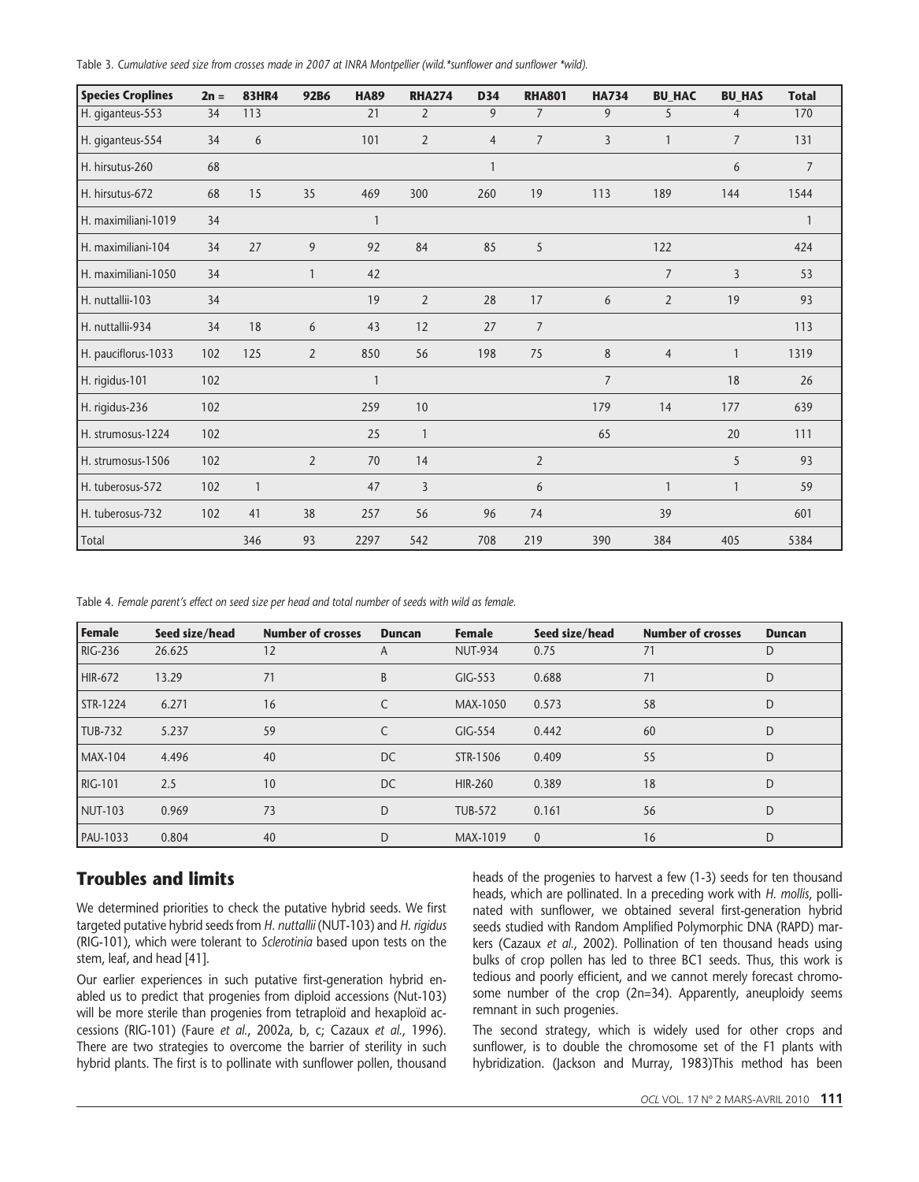Table 3. *Cumulative seed size from crosses made in 2007 at INRA Montpellier (wild.*sunflower and sunflower *wild).*

| Species Croplines | 2n = | 83HR4 | 92B6 | HA89 | RHA274 | D34 | RHA801 | HA734 | BU_HAC | BU_HAS | Total |
|---|---|---|---|---|---|---|---|---|---|---|---|
| H. giganteus-553 | 34 | 113 | | 21 | 2 | 9 | 7 | 9 | 5 | 4 | 170 |
| H. giganteus-554 | 34 | 6 | | 101 | 2 | 4 | 7 | 3 | 1 | 7 | 131 |
| H. hirsutus-260 | 68 | | | | | 1 | | | | 6 | 7 |
| H. hirsutus-672 | 68 | 15 | 35 | 469 | 300 | 260 | 19 | 113 | 189 | 144 | 1544 |
| H. maximiliani-1019 | 34 | | | 1 | | | | | | | 1 |
| H. maximiliani-104 | 34 | 27 | 9 | 92 | 84 | 85 | 5 | | 122 | | 424 |
| H. maximiliani-1050 | 34 | | 1 | 42 | | | | | 7 | 3 | 53 |
| H. nuttallii-103 | 34 | | | 19 | 2 | 28 | 17 | 6 | 2 | 19 | 93 |
| H. nuttallii-934 | 34 | 18 | 6 | 43 | 12 | 27 | 7 | | | | 113 |
| H. pauciflorus-1033 | 102 | 125 | 2 | 850 | 56 | 198 | 75 | 8 | 4 | 1 | 1319 |
| H. rigidus-101 | 102 | | | 1 | | | | 7 | | 18 | 26 |
| H. rigidus-236 | 102 | | | 259 | 10 | | | 179 | 14 | 177 | 639 |
| H. strumosus-1224 | 102 | | | 25 | 1 | | | 65 | | 20 | 111 |
| H. strumosus-1506 | 102 | | 2 | 70 | 14 | | 2 | | | 5 | 93 |
| H. tuberosus-572 | 102 | 1 | | 47 | 3 | | 6 | | 1 | 1 | 59 |
| H. tuberosus-732 | 102 | 41 | 38 | 257 | 56 | 96 | 74 | | 39 | | 601 |
| Total | | 346 | 93 | 2297 | 542 | 708 | 219 | 390 | 384 | 405 | 5384 |

Table 4. *Female parent's effect on seed size per head and total number of seeds with wild as female.*

| Female | Seed size/head | Number of crosses | Duncan | Female | Seed size/head | Number of crosses | Duncan |
|---|---|---|---|---|---|---|---|
| RIG-236 | 26.625 | 12 | A | NUT-934 | 0.75 | 71 | D |
| HIR-672 | 13.29 | 71 | B | GIG-553 | 0.688 | 71 | D |
| STR-1224 | 6.271 | 16 | C | MAX-1050 | 0.573 | 58 | D |
| TUB-732 | 5.237 | 59 | C | GIG-554 | 0.442 | 60 | D |
| MAX-104 | 4.496 | 40 | DC | STR-1506 | 0.409 | 55 | D |
| RIG-101 | 2.5 | 10 | DC | HIR-260 | 0.389 | 18 | D |
| NUT-103 | 0.969 | 73 | D | TUB-572 | 0.161 | 56 | D |
| PAU-1033 | 0.804 | 40 | D | MAX-1019 | 0 | 16 | D |

## Troubles and limits

We determined priorities to check the putative hybrid seeds. We first targeted putative hybrid seeds from *H. nuttallii* (NUT-103) and *H. rigidus* (RIG-101), which were tolerant to *Sclerotinia* based upon tests on the stem, leaf, and head [41].

Our earlier experiences in such putative first-generation hybrid enabled us to predict that progenies from diploid accessions (Nut-103) will be more sterile than progenies from tetraploïd and hexaploïd accessions (RIG-101) (Faure *et al.*, 2002a, b, c; Cazaux *et al.*, 1996). There are two strategies to overcome the barrier of sterility in such hybrid plants. The first is to pollinate with sunflower pollen, thousand heads of the progenies to harvest a few (1-3) seeds for ten thousand heads, which are pollinated. In a preceding work with *H. mollis*, pollinated with sunflower, we obtained several first-generation hybrid seeds studied with Random Amplified Polymorphic DNA (RAPD) markers (Cazaux *et al.*, 2002). Pollination of ten thousand heads using bulks of crop pollen has led to three BC1 seeds. Thus, this work is tedious and poorly efficient, and we cannot merely forecast chromosome number of the crop (2n=34). Apparently, aneuploidy seems remnant in such progenies.

The second strategy, which is widely used for other crops and sunflower, is to double the chromosome set of the F1 plants with hybridization. (Jackson and Murray, 1983)This method has been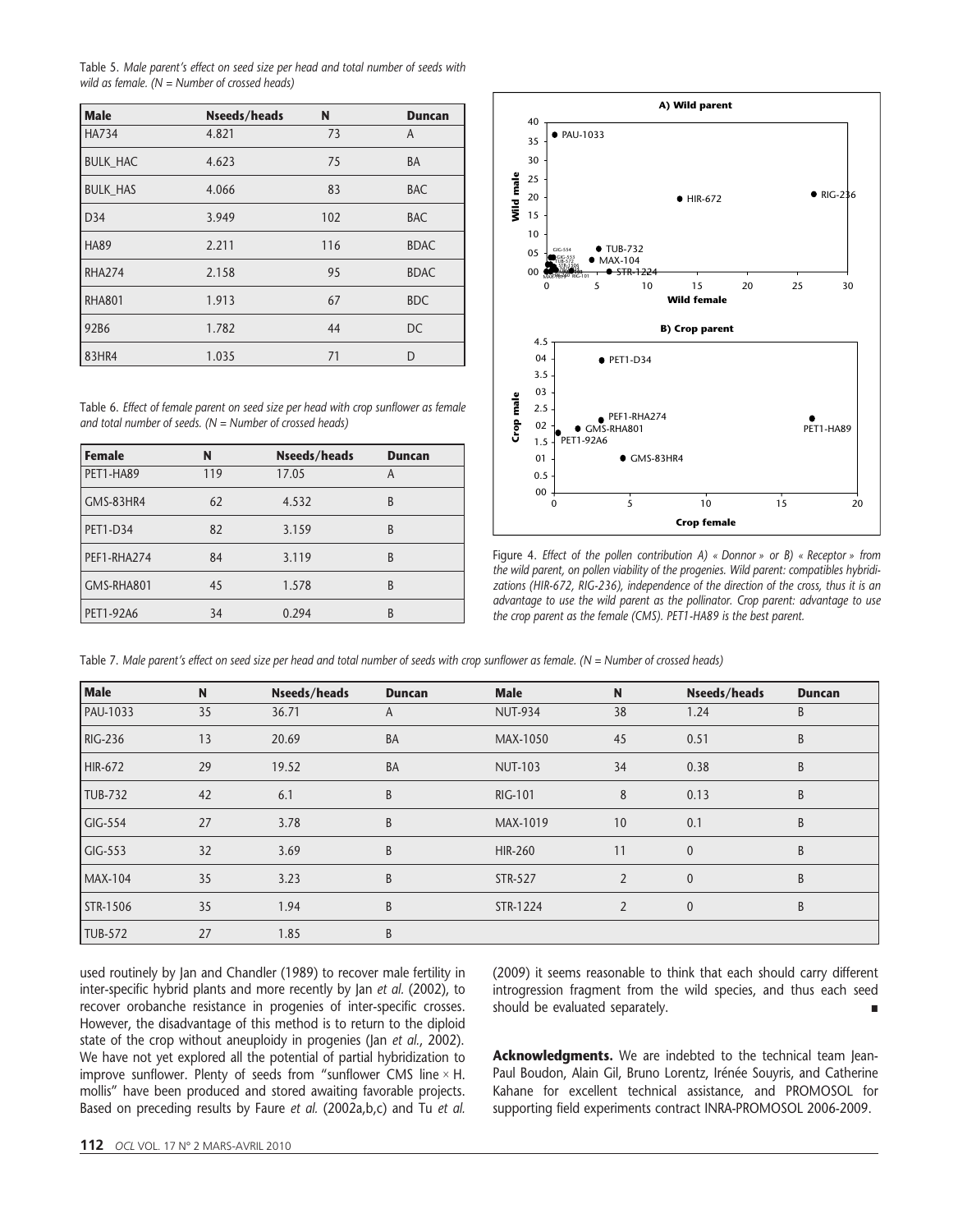Table 5. *Male parent's effect on seed size per head and total number of seeds with wild as female. (N = Number of crossed heads)*

| Male | Nseeds/heads | N | Duncan |
|---|---|---|---|
| HA734 | 4.821 | 73 | A |
| BULK_HAC | 4.623 | 75 | BA |
| BULK_HAS | 4.066 | 83 | BAC |
| D34 | 3.949 | 102 | BAC |
| HA89 | 2.211 | 116 | BDAC |
| RHA274 | 2.158 | 95 | BDAC |
| RHA801 | 1.913 | 67 | BDC |
| 92B6 | 1.782 | 44 | DC |
| 83HR4 | 1.035 | 71 | D |

Table 6. *Effect of female parent on seed size per head with crop sunflower as female and total number of seeds. (N = Number of crossed heads)*

| Female | N | Nseeds/heads | Duncan |
|---|---|---|---|
| PET1-HA89 | 119 | 17.05 | A |
| GMS-83HR4 | 62 | 4.532 | B |
| PET1-D34 | 82 | 3.159 | B |
| PEF1-RHA274 | 84 | 3.119 | B |
| GMS-RHA801 | 45 | 1.578 | B |
| PET1-92A6 | 34 | 0.294 | B |

Figure 4. *Effect of the pollen contribution A) « Donnor » or B) « Receptor » from the wild parent, on pollen viability of the progenies. Wild parent: compatibles hybridizations (HIR-672, RIG-236), independence of the direction of the cross, thus it is an advantage to use the wild parent as the pollinator. Crop parent: advantage to use the crop parent as the female (CMS). PET1-HA89 is the best parent.*

Table 7. *Male parent's effect on seed size per head and total number of seeds with crop sunflower as female. (N = Number of crossed heads)*

| Male | N | Nseeds/heads | Duncan | Male | N | Nseeds/heads | Duncan |
|---|---|---|---|---|---|---|---|
| PAU-1033 | 35 | 36.71 | A | NUT-934 | 38 | 1.24 | B |
| RIG-236 | 13 | 20.69 | BA | MAX-1050 | 45 | 0.51 | B |
| HIR-672 | 29 | 19.52 | BA | NUT-103 | 34 | 0.38 | B |
| TUB-732 | 42 | 6.1 | B | RIG-101 | 8 | 0.13 | B |
| GIG-554 | 27 | 3.78 | B | MAX-1019 | 10 | 0.1 | B |
| GIG-553 | 32 | 3.69 | B | HIR-260 | 11 | 0 | B |
| MAX-104 | 35 | 3.23 | B | STR-527 | 2 | 0 | B |
| STR-1506 | 35 | 1.94 | B | STR-1224 | 2 | 0 | B |
| TUB-572 | 27 | 1.85 | B | | | | |

used routinely by Jan and Chandler (1989) to recover male fertility in inter-specific hybrid plants and more recently by Jan *et al.* (2002), to recover orobanche resistance in progenies of inter-specific crosses. However, the disadvantage of this method is to return to the diploid state of the crop without aneuploidy in progenies (Jan *et al.*, 2002). We have not yet explored all the potential of partial hybridization to improve sunflower. Plenty of seeds from "sunflower CMS line × H. mollis" have been produced and stored awaiting favorable projects. Based on preceding results by Faure *et al.* (2002a,b,c) and Tu *et al.* (2009) it seems reasonable to think that each should carry different introgression fragment from the wild species, and thus each seed should be evaluated separately. ■

**Acknowledgments.** We are indebted to the technical team Jean-Paul Boudon, Alain Gil, Bruno Lorentz, Irénée Souyris, and Catherine Kahane for excellent technical assistance, and PROMOSOL for supporting field experiments contract INRA-PROMOSOL 2006-2009.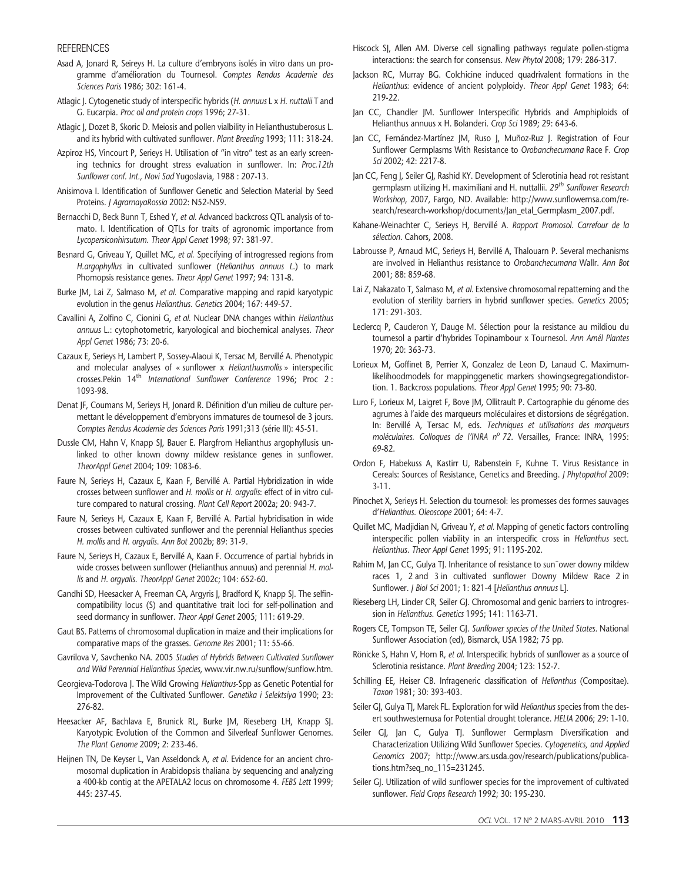REFERENCES

Asad A, Jonard R, Seireys H. La culture d'embryons isolés in vitro dans un programme d'amélioration du Tournesol. *Comptes Rendus Academie des Sciences Paris* 1986; 302: 161-4.

Atlagic J. Cytogenetic study of interspecific hybrids (*H. annuus* L x *H. nuttalii* T and G. Eucarpia. *Proc oil and protein crops* 1996; 27-31.

Atlagic J, Dozet B, Skoric D. Meiosis and pollen vialbility in Helianthustuberosus L. and its hybrid with cultivated sunflower. *Plant Breeding* 1993; 111: 318-24.

Azpiroz HS, Vincourt P, Serieys H. Utilisation of "in vitro" test as an early screening technics for drought stress evaluation in sunflower. In: *Proc.12th Sunflower conf. Int., Novi Sad* Yugoslavia, 1988 : 207-13.

Anisimova I. Identification of Sunflower Genetic and Selection Material by Seed Proteins. *J AgrarnayaRossia* 2002: N52-N59.

Bernacchi D, Beck Bunn T, Eshed Y, *et al.* Advanced backcross QTL analysis of tomato. I. Identification of QTLs for traits of agronomic importance from *Lycopersiconhirsutum*. *Theor Appl Genet* 1998; 97: 381-97.

Besnard G, Griveau Y, Quillet MC, *et al.* Specifying of introgressed regions from *H.argophyllus* in cultivated sunflower (*Helianthus annuus L.*) to mark Phomopsis resistance genes. *Theor Appl Genet* 1997; 94: 131-8.

Burke JM, Lai Z, Salmaso M, *et al.* Comparative mapping and rapid karyotypic evolution in the genus *Helianthus*. *Genetics* 2004; 167: 449-57.

Cavallini A, Zolfino C, Cionini G, *et al.* Nuclear DNA changes within *Helianthus annuus* L.: cytophotometric, karyological and biochemical analyses. *Theor Appl Genet* 1986; 73: 20-6.

Cazaux E, Serieys H, Lambert P, Sossey-Alaoui K, Tersac M, Bervillé A. Phenotypic and molecular analyses of « sunflower x *Helianthusmollis* » interspecific crosses.Pekin 14[th] *International Sunflower Conference* 1996; Proc 2 : 1093-98.

Denat JF, Coumans M, Serieys H, Jonard R. Définition d'un milieu de culture permettant le développement d'embryons immatures de tournesol de 3 jours. *Comptes Rendus Academie des Sciences Paris* 1991;313 (série III): 45-51.

Dussle CM, Hahn V, Knapp SJ, Bauer E. Plargfrom Helianthus argophyllusis unlinked to other known downy mildew resistance genes in sunflower. *TheorAppl Genet* 2004; 109: 1083-6.

Faure N, Serieys H, Cazaux E, Kaan F, Bervillé A. Partial Hybridization in wide crosses between sunflower and *H. mollis* or *H. orgyalis*: effect of in vitro culture compared to natural crossing. *Plant Cell Report* 2002a; 20: 943-7.

Faure N, Serieys H, Cazaux E, Kaan F, Bervillé A. Partial hybridisation in wide crosses between cultivated sunflower and the perennial Helianthus species *H. mollis* and *H. orgyalis*. *Ann Bot* 2002b; 89: 31-9.

Faure N, Serieys H, Cazaux E, Bervillé A, Kaan F. Occurrence of partial hybrids in wide crosses between sunflower (Helianthus annuus) and perennial *H. mollis* and *H. orgyalis*. *TheorAppl Genet* 2002c; 104: 652-60.

Gandhi SD, Heesacker A, Freeman CA, Argyris J, Bradford K, Knapp SJ. The selfincompatibility locus (S) and quantitative trait loci for self-pollination and seed dormancy in sunflower. *Theor Appl Genet* 2005; 111: 619-29.

Gaut BS. Patterns of chromosomal duplication in maize and their implications for comparative maps of the grasses. *Genome Res* 2001; 11: 55-66.

Gavrilova V, Savchenko NA. 2005 *Studies of Hybrids Between Cultivated Sunflower and Wild Perennial Helianthus Species*, www.vir.nw.ru/sunflow/sunflow.htm.

Georgieva-Todorova J. The Wild Growing *Helianthus*-Spp as Genetic Potential for Improvement of the Cultivated Sunflower. *Genetika i Selektsiya* 1990; 23: 276-82.

Heesacker AF, Bachlava E, Brunick RL, Burke JM, Rieseberg LH, Knapp SJ. Karyotypic Evolution of the Common and Silverleaf Sunflower Genomes. *The Plant Genome* 2009; 2: 233-46.

Heijnen TN, De Keyser L, Van Asseldonck A, *et al.* Evidence for an ancient chromosomal duplication in Arabidopsis thaliana by sequencing and analyzing a 400-kb contig at the APETALA2 locus on chromosome 4. *FEBS Lett* 1999; 445: 237-45.

Hiscock SJ, Allen AM. Diverse cell signalling pathways regulate pollen-stigma interactions: the search for consensus. *New Phytol* 2008; 179: 286-317.

Jackson RC, Murray BG. Colchicine induced quadrivalent formations in the *Helianthus*: evidence of ancient polyploidy. *Theor Appl Genet* 1983; 64: 219-22.

Jan CC, Chandler JM. Sunflower Interspecific Hybrids and Amphiploids of Helianthus annuus x H. Bolanderi. *Crop Sci* 1989; 29: 643-6.

Jan CC, Fernández-Martínez JM, Ruso J, Muñoz-Ruz J. Registration of Four Sunflower Germplasms With Resistance to *Orobanchecumana* Race F. *Crop Sci* 2002; 42: 2217-8.

Jan CC, Feng J, Seiler GJ, Rashid KY. Development of Sclerotinia head rot resistant germplasm utilizing H. maximiliani and H. nuttallii. *29[th] Sunflower Research Workshop*, 2007, Fargo, ND. Available: http://www.sunflowernsa.com/research/research-workshop/documents/Jan_etal_Germplasm_2007.pdf.

Kahane-Weinachter C, Serieys H, Bervillé A. *Rapport Promosol. Carrefour de la sélection*. Cahors, 2008.

Labrousse P, Arnaud MC, Serieys H, Bervillé A, Thalouarn P. Several mechanisms are involved in Helianthus resistance to *Orobanchecumana* Wallr. *Ann Bot* 2001; 88: 859-68.

Lai Z, Nakazato T, Salmaso M, *et al.* Extensive chromosomal repatterning and the evolution of sterility barriers in hybrid sunflower species. *Genetics* 2005; 171: 291-303.

Leclercq P, Cauderon Y, Dauge M. Sélection pour la resistance au mildiou du tournesol a partir d'hybrides Topinambour x Tournesol. *Ann Amél Plantes* 1970; 20: 363-73.

Lorieux M, Goffinet B, Perrier X, Gonzalez de Leon D, Lanaud C. Maximum-likelihoodmodels for mappinggenetic markers showingsegregationdistortion. 1. Backcross populations. *Theor Appl Genet* 1995; 90: 73-80.

Luro F, Lorieux M, Laigret F, Bove JM, Ollitrault P. Cartographie du génome des agrumes à l'aide des marqueurs moléculaires et distorsions de ségrégation. In: Bervillé A, Tersac M, eds. *Techniques et utilisations des marqueurs moléculaires. Colloques de l'INRA n[o] 72*. Versailles, France: INRA, 1995: 69-82.

Ordon F, Habekuss A, Kastirr U, Rabenstein F, Kuhne T. Virus Resistance in Cereals: Sources of Resistance, Genetics and Breeding. *J Phytopathol* 2009: 3-11.

Pinochet X, Serieys H. Selection du tournesol: les promesses des formes sauvages d'*Helianthus*. *Oleoscope* 2001; 64: 4-7.

Quillet MC, Madjidian N, Griveau Y, *et al.* Mapping of genetic factors controlling interspecific pollen viability in an interspecific cross in *Helianthus* sect. *Helianthus*. *Theor Appl Genet* 1995; 91: 1195-202.

Rahim M, Jan CC, Gulya TJ. Inheritance of resistance to sun¯ower downy mildew races 1, 2 and 3 in cultivated sunflower Downy Mildew Race 2 in Sunflower. *J Biol Sci* 2001; 1: 821-4 [*Helianthus annuus* L].

Rieseberg LH, Linder CR, Seiler GJ. Chromosomal and genic barriers to introgression in *Helianthus*. *Genetics* 1995; 141: 1163-71.

Rogers CE, Tompson TE, Seiler GJ. *Sunflower species of the United States*. National Sunflower Association (ed), Bismarck, USA 1982; 75 pp.

Rönicke S, Hahn V, Horn R, *et al.* Interspecific hybrids of sunflower as a source of Sclerotinia resistance. *Plant Breeding* 2004; 123: 152-7.

Schilling EE, Heiser CB. Infrageneric classification of *Helianthus* (Compositae). *Taxon* 1981; 30: 393-403.

Seiler GJ, Gulya TJ, Marek FL. Exploration for wild *Helianthus* species from the desert southwesternusa for Potential drought tolerance. *HELIA* 2006; 29: 1-10.

Seiler GJ, Jan C, Gulya TJ. Sunflower Germplasm Diversification and Characterization Utilizing Wild Sunflower Species. *Cytogenetics, and Applied Genomics* 2007; http://www.ars.usda.gov/research/publications/publications.htm?seq_no_115=231245.

Seiler GJ. Utilization of wild sunflower species for the improvement of cultivated sunflower. *Field Crops Research* 1992; 30: 195-230.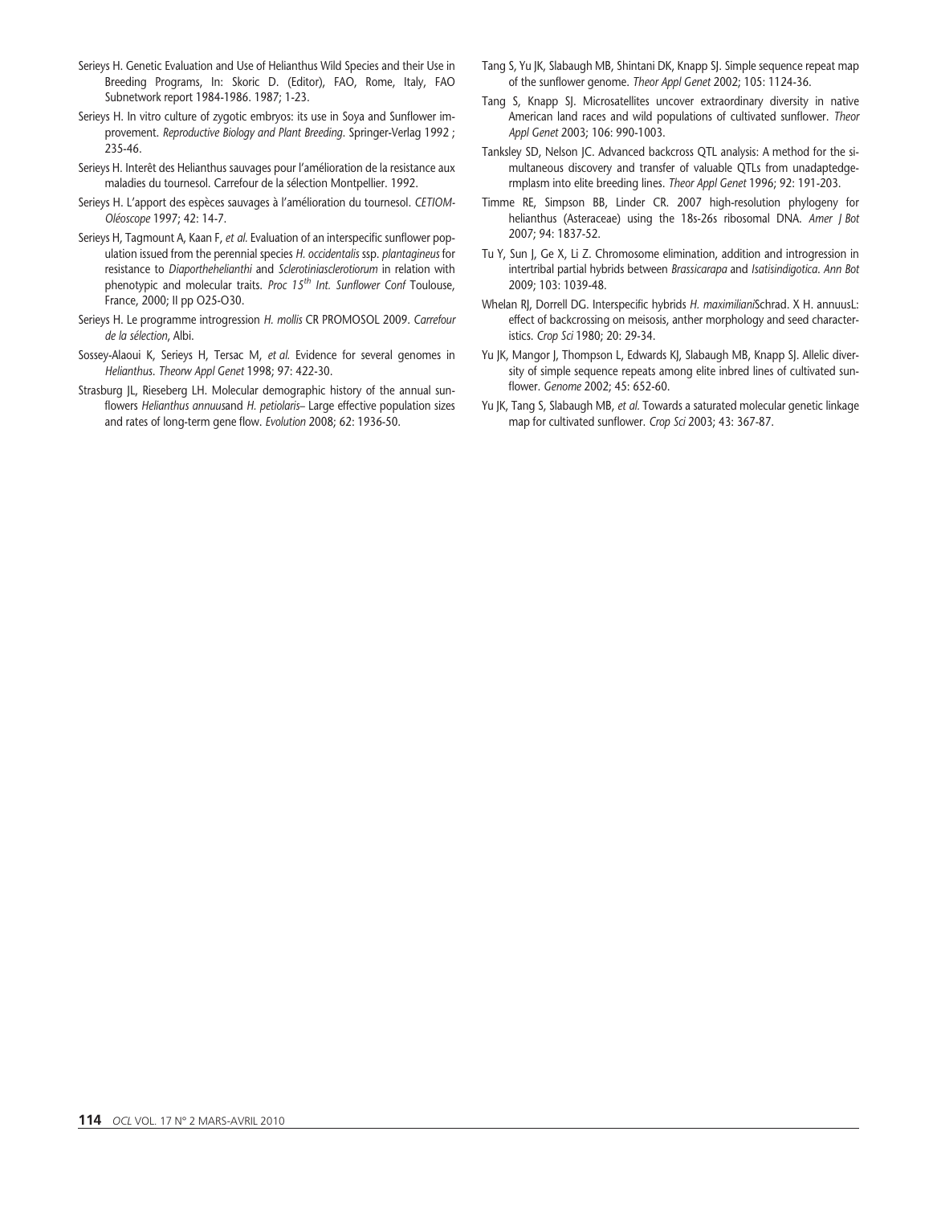Serieys H. Genetic Evaluation and Use of Helianthus Wild Species and their Use in Breeding Programs, In: Skoric D. (Editor), FAO, Rome, Italy, FAO Subnetwork report 1984-1986. 1987; 1-23.

Serieys H. In vitro culture of zygotic embryos: its use in Soya and Sunflower improvement. *Reproductive Biology and Plant Breeding*. Springer-Verlag 1992 ; 235-46.

Serieys H. Interêt des Helianthus sauvages pour l'amélioration de la resistance aux maladies du tournesol. Carrefour de la sélection Montpellier. 1992.

Serieys H. L'apport des espèces sauvages à l'amélioration du tournesol. *CETIOM-Oléoscope* 1997; 42: 14-7.

Serieys H, Tagmount A, Kaan F, *et al.* Evaluation of an interspecific sunflower population issued from the perennial species *H. occidentalis* ssp. *plantagineus* for resistance to *Diaporthehelianthi* and *Sclerotiniasclerotiorum* in relation with phenotypic and molecular traits. *Proc 15th Int. Sunflower Conf* Toulouse, France, 2000; II pp O25-O30.

Serieys H. Le programme introgression *H. mollis* CR PROMOSOL 2009. *Carrefour de la sélection*, Albi.

Sossey-Alaoui K, Serieys H, Tersac M, *et al.* Evidence for several genomes in *Helianthus*. *Theorw Appl Genet* 1998; 97: 422-30.

Strasburg JL, Rieseberg LH. Molecular demographic history of the annual sunflowers *Helianthus annuus*and *H. petiolaris*– Large effective population sizes and rates of long-term gene flow. *Evolution* 2008; 62: 1936-50.

Tang S, Yu JK, Slabaugh MB, Shintani DK, Knapp SJ. Simple sequence repeat map of the sunflower genome. *Theor Appl Genet* 2002; 105: 1124-36.

Tang S, Knapp SJ. Microsatellites uncover extraordinary diversity in native American land races and wild populations of cultivated sunflower. *Theor Appl Genet* 2003; 106: 990-1003.

Tanksley SD, Nelson JC. Advanced backcross QTL analysis: A method for the simultaneous discovery and transfer of valuable QTLs from unadaptedgermplasm into elite breeding lines. *Theor Appl Genet* 1996; 92: 191-203.

Timme RE, Simpson BB, Linder CR. 2007 high-resolution phylogeny for helianthus (Asteraceae) using the 18s-26s ribosomal DNA. *Amer J Bot* 2007; 94: 1837-52.

Tu Y, Sun J, Ge X, Li Z. Chromosome elimination, addition and introgression in intertribal partial hybrids between *Brassicarapa* and *Isatisindigotica*. *Ann Bot* 2009; 103: 1039-48.

Whelan RJ, Dorrell DG. Interspecific hybrids *H. maximiliani*Schrad. X H. annuusL: effect of backcrossing on meisosis, anther morphology and seed characteristics. *Crop Sci* 1980; 20: 29-34.

Yu JK, Mangor J, Thompson L, Edwards KJ, Slabaugh MB, Knapp SJ. Allelic diversity of simple sequence repeats among elite inbred lines of cultivated sunflower. *Genome* 2002; 45: 652-60.

Yu JK, Tang S, Slabaugh MB, *et al.* Towards a saturated molecular genetic linkage map for cultivated sunflower. *Crop Sci* 2003; 43: 367-87.